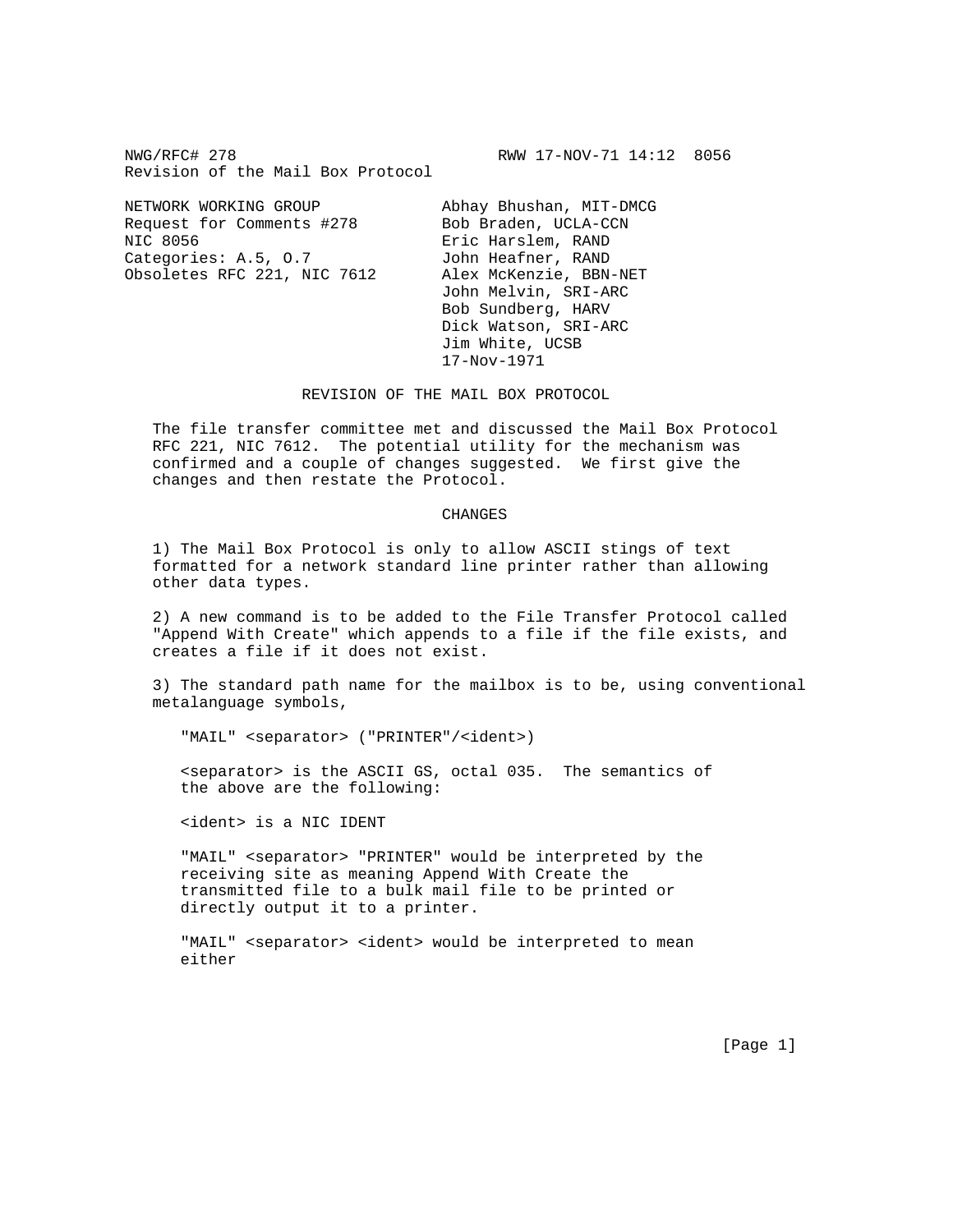NWG/RFC# 278 RWW 17-NOV-71 14:12 8056
Revision of the Mail Box Protocol

NETWORK WORKING GROUP
Request for Comments #278
NIC 8056
Categories: A.5, O.7
Obsoletes RFC 221, NIC 7612

Abhay Bhushan, MIT-DMCG
Bob Braden, UCLA-CCN
Eric Harslem, RAND
John Heafner, RAND
Alex McKenzie, BBN-NET
John Melvin, SRI-ARC
Bob Sundberg, HARV
Dick Watson, SRI-ARC
Jim White, UCSB
17-Nov-1971

# REVISION OF THE MAIL BOX PROTOCOL

The file transfer committee met and discussed the Mail Box Protocol RFC 221, NIC 7612. The potential utility for the mechanism was confirmed and a couple of changes suggested. We first give the changes and then restate the Protocol.

## CHANGES

1) The Mail Box Protocol is only to allow ASCII stings of text formatted for a network standard line printer rather than allowing other data types.

2) A new command is to be added to the File Transfer Protocol called "Append With Create" which appends to a file if the file exists, and creates a file if it does not exist.

3) The standard path name for the mailbox is to be, using conventional metalanguage symbols,

```
"MAIL" <separator> ("PRINTER"/<ident>)
```

<separator> is the ASCII GS, octal 035. The semantics of the above are the following:

<ident> is a NIC IDENT

"MAIL" <separator> "PRINTER" would be interpreted by the receiving site as meaning Append With Create the transmitted file to a bulk mail file to be printed or directly output it to a printer.

"MAIL" <separator> <ident> would be interpreted to mean either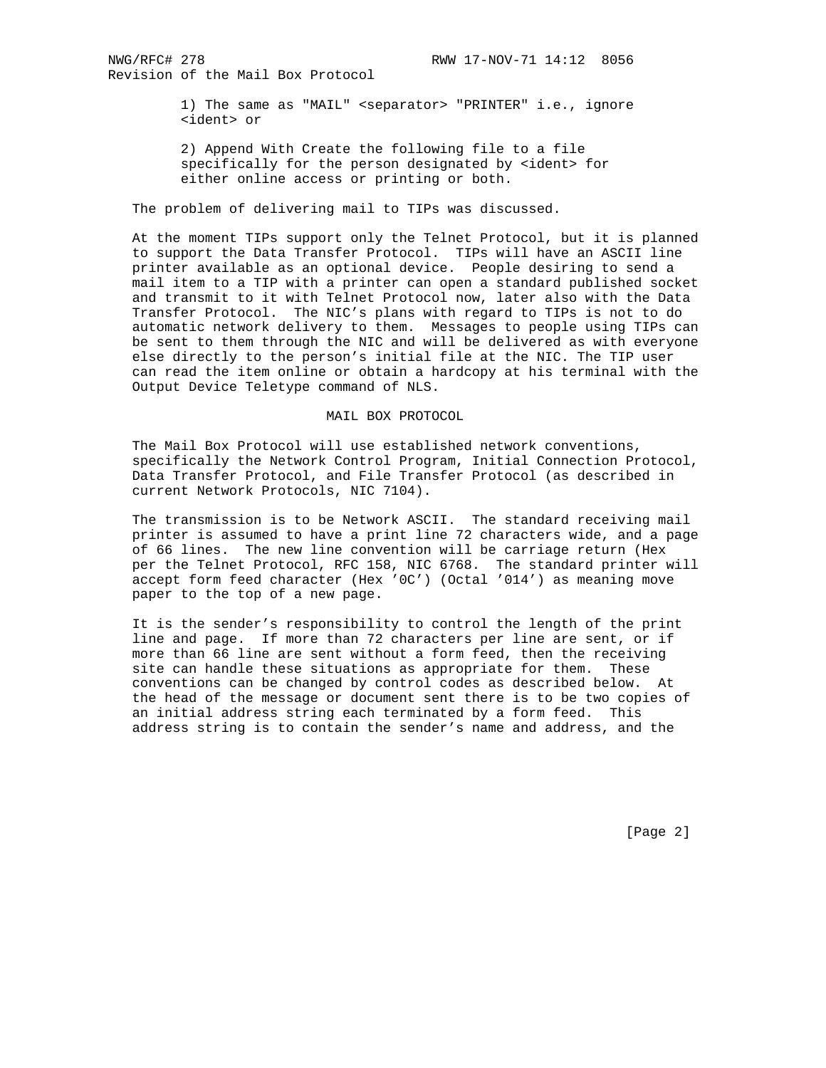1) The same as "MAIL" <separator> "PRINTER" i.e., ignore <ident> or

2) Append With Create the following file to a file specifically for the person designated by <ident> for either online access or printing or both.

The problem of delivering mail to TIPs was discussed.

At the moment TIPs support only the Telnet Protocol, but it is planned to support the Data Transfer Protocol. TIPs will have an ASCII line printer available as an optional device. People desiring to send a mail item to a TIP with a printer can open a standard published socket and transmit to it with Telnet Protocol now, later also with the Data Transfer Protocol. The NIC's plans with regard to TIPs is not to do automatic network delivery to them. Messages to people using TIPs can be sent to them through the NIC and will be delivered as with everyone else directly to the person's initial file at the NIC. The TIP user can read the item online or obtain a hardcopy at his terminal with the Output Device Teletype command of NLS.

## MAIL BOX PROTOCOL

The Mail Box Protocol will use established network conventions, specifically the Network Control Program, Initial Connection Protocol, Data Transfer Protocol, and File Transfer Protocol (as described in current Network Protocols, NIC 7104).

The transmission is to be Network ASCII. The standard receiving mail printer is assumed to have a print line 72 characters wide, and a page of 66 lines. The new line convention will be carriage return (Hex per the Telnet Protocol, RFC 158, NIC 6768. The standard printer will accept form feed character (Hex '0C') (Octal '014') as meaning move paper to the top of a new page.

It is the sender's responsibility to control the length of the print line and page. If more than 72 characters per line are sent, or if more than 66 line are sent without a form feed, then the receiving site can handle these situations as appropriate for them. These conventions can be changed by control codes as described below. At the head of the message or document sent there is to be two copies of an initial address string each terminated by a form feed. This address string is to contain the sender's name and address, and the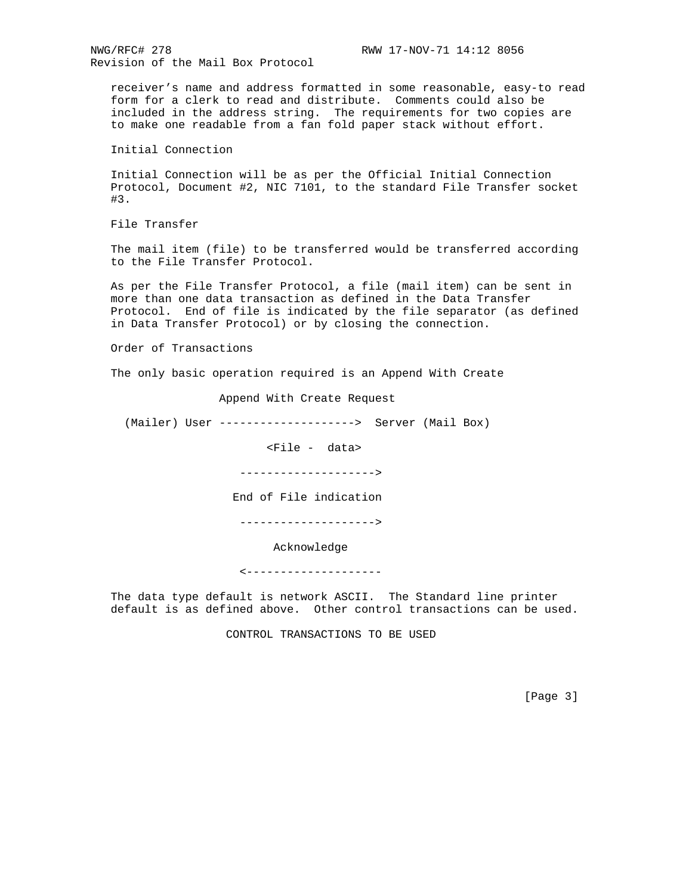receiver's name and address formatted in some reasonable, easy-to read form for a clerk to read and distribute. Comments could also be included in the address string. The requirements for two copies are to make one readable from a fan fold paper stack without effort.

## Initial Connection

Initial Connection will be as per the Official Initial Connection Protocol, Document #2, NIC 7101, to the standard File Transfer socket #3.

## File Transfer

The mail item (file) to be transferred would be transferred according to the File Transfer Protocol.

As per the File Transfer Protocol, a file (mail item) can be sent in more than one data transaction as defined in the Data Transfer Protocol. End of file is indicated by the file separator (as defined in Data Transfer Protocol) or by closing the connection.

## Order of Transactions

The only basic operation required is an Append With Create

```
                Append With Create Request

  (Mailer) User -------------------->  Server (Mail Box)

                       <File -  data>

                   -------------------->

                  End of File indication

                   -------------------->

                        Acknowledge

                   <--------------------
```

The data type default is network ASCII. The Standard line printer default is as defined above. Other control transactions can be used.

## CONTROL TRANSACTIONS TO BE USED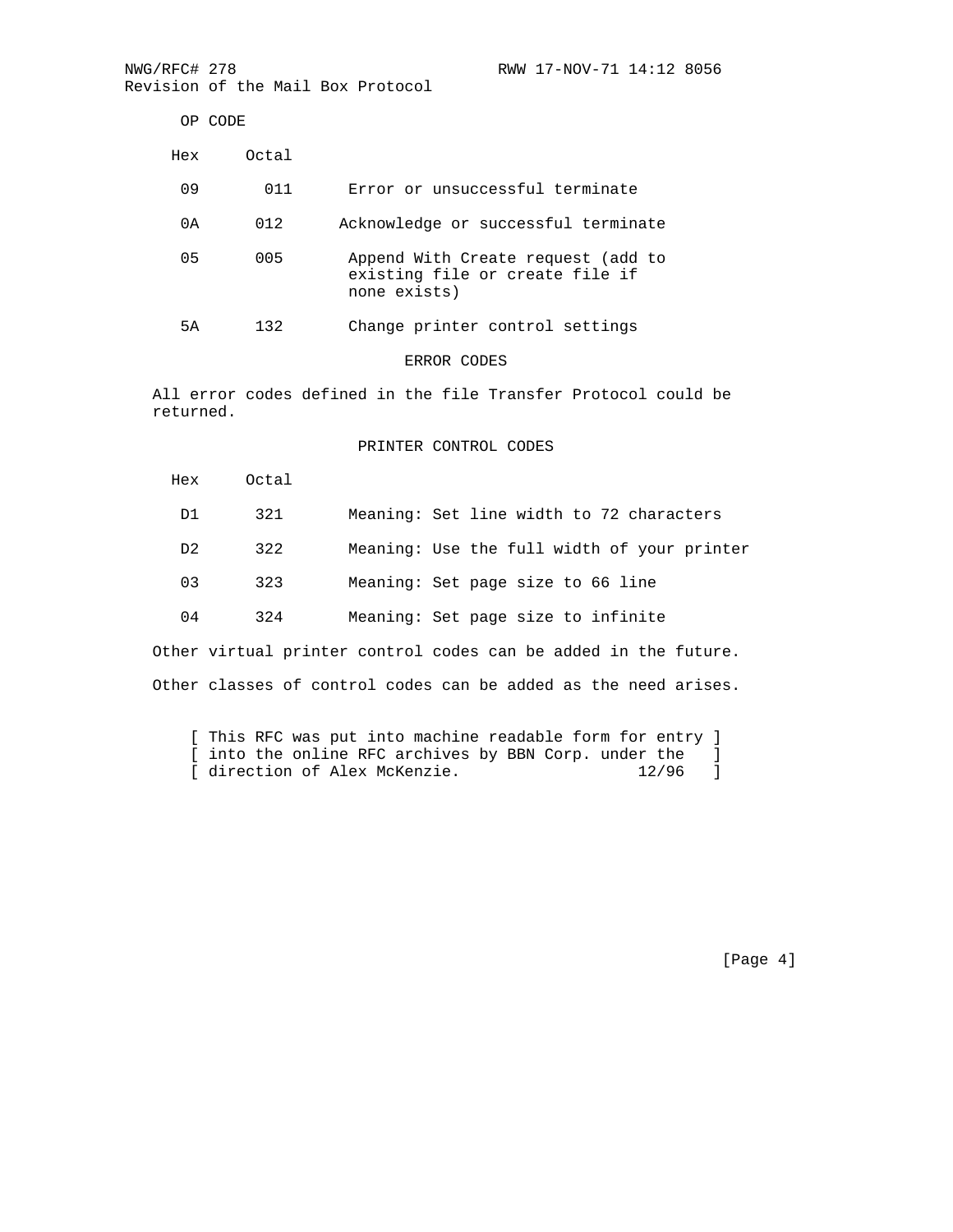OP CODE

| Hex | Octal | |
|---|---|---|
| 09 | 011 | Error or unsuccessful terminate |
| 0A | 012 | Acknowledge or successful terminate |
| 05 | 005 | Append With Create request (add to existing file or create file if none exists) |
| 5A | 132 | Change printer control settings |

ERROR CODES

All error codes defined in the file Transfer Protocol could be returned.

PRINTER CONTROL CODES

| Hex | Octal | |
|---|---|---|
| D1 | 321 | Meaning: Set line width to 72 characters |
| D2 | 322 | Meaning: Use the full width of your printer |
| 03 | 323 | Meaning: Set page size to 66 line |
| 04 | 324 | Meaning: Set page size to infinite |

Other virtual printer control codes can be added in the future.

Other classes of control codes can be added as the need arises.

[ This RFC was put into machine readable form for entry ]
[ into the online RFC archives by BBN Corp. under the ]
[ direction of Alex McKenzie. 12/96 ]